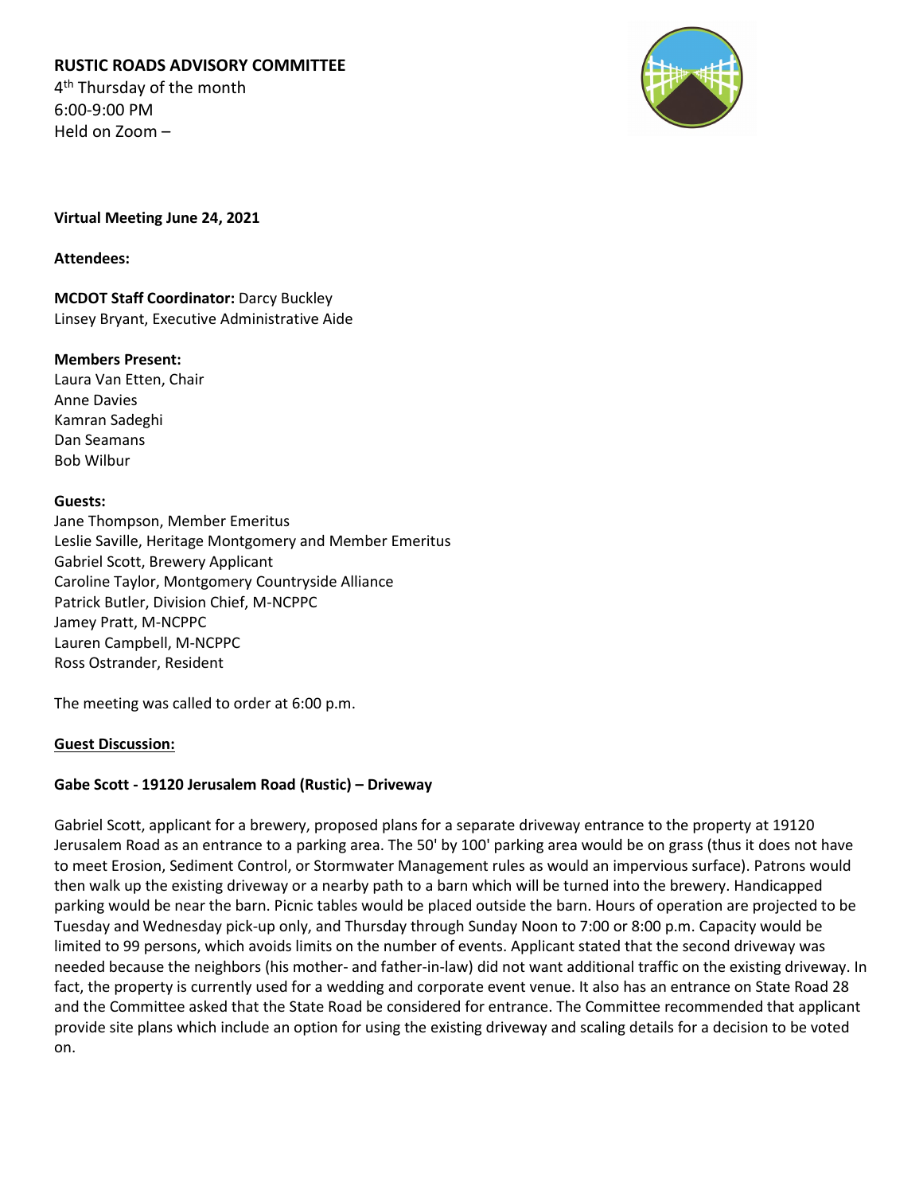**RUSTIC ROADS ADVISORY COMMITTEE**
4th Thursday of the month
6:00-9:00 PM
Held on Zoom –

**Virtual Meeting June 24, 2021**

**Attendees:**

**MCDOT Staff Coordinator:** Darcy Buckley
Linsey Bryant, Executive Administrative Aide

**Members Present:**
Laura Van Etten, Chair
Anne Davies
Kamran Sadeghi
Dan Seamans
Bob Wilbur

**Guests:**
Jane Thompson, Member Emeritus
Leslie Saville, Heritage Montgomery and Member Emeritus
Gabriel Scott, Brewery Applicant
Caroline Taylor, Montgomery Countryside Alliance
Patrick Butler, Division Chief, M-NCPPC
Jamey Pratt, M-NCPPC
Lauren Campbell, M-NCPPC
Ross Ostrander, Resident

The meeting was called to order at 6:00 p.m.

**Guest Discussion:**

**Gabe Scott - 19120 Jerusalem Road (Rustic) – Driveway**

Gabriel Scott, applicant for a brewery, proposed plans for a separate driveway entrance to the property at 19120 Jerusalem Road as an entrance to a parking area. The 50' by 100' parking area would be on grass (thus it does not have to meet Erosion, Sediment Control, or Stormwater Management rules as would an impervious surface). Patrons would then walk up the existing driveway or a nearby path to a barn which will be turned into the brewery. Handicapped parking would be near the barn. Picnic tables would be placed outside the barn. Hours of operation are projected to be Tuesday and Wednesday pick-up only, and Thursday through Sunday Noon to 7:00 or 8:00 p.m. Capacity would be limited to 99 persons, which avoids limits on the number of events. Applicant stated that the second driveway was needed because the neighbors (his mother- and father-in-law) did not want additional traffic on the existing driveway. In fact, the property is currently used for a wedding and corporate event venue. It also has an entrance on State Road 28 and the Committee asked that the State Road be considered for entrance. The Committee recommended that applicant provide site plans which include an option for using the existing driveway and scaling details for a decision to be voted on.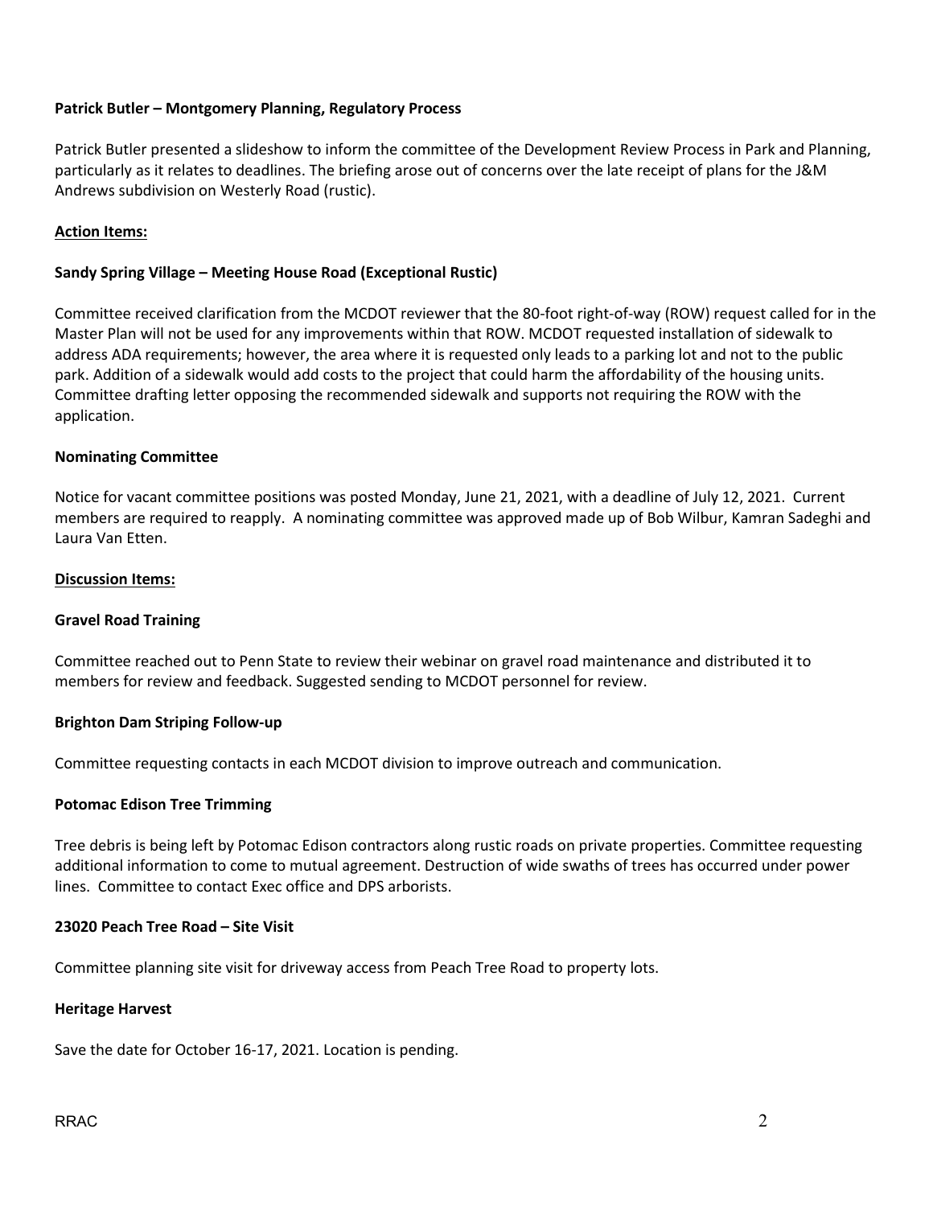**Patrick Butler – Montgomery Planning, Regulatory Process**

Patrick Butler presented a slideshow to inform the committee of the Development Review Process in Park and Planning, particularly as it relates to deadlines. The briefing arose out of concerns over the late receipt of plans for the J&M Andrews subdivision on Westerly Road (rustic).

**Action Items:**

**Sandy Spring Village – Meeting House Road (Exceptional Rustic)**

Committee received clarification from the MCDOT reviewer that the 80-foot right-of-way (ROW) request called for in the Master Plan will not be used for any improvements within that ROW. MCDOT requested installation of sidewalk to address ADA requirements; however, the area where it is requested only leads to a parking lot and not to the public park. Addition of a sidewalk would add costs to the project that could harm the affordability of the housing units. Committee drafting letter opposing the recommended sidewalk and supports not requiring the ROW with the application.

**Nominating Committee**

Notice for vacant committee positions was posted Monday, June 21, 2021, with a deadline of July 12, 2021. Current members are required to reapply. A nominating committee was approved made up of Bob Wilbur, Kamran Sadeghi and Laura Van Etten.

**Discussion Items:**

**Gravel Road Training**

Committee reached out to Penn State to review their webinar on gravel road maintenance and distributed it to members for review and feedback. Suggested sending to MCDOT personnel for review.

**Brighton Dam Striping Follow-up**

Committee requesting contacts in each MCDOT division to improve outreach and communication.

**Potomac Edison Tree Trimming**

Tree debris is being left by Potomac Edison contractors along rustic roads on private properties. Committee requesting additional information to come to mutual agreement. Destruction of wide swaths of trees has occurred under power lines. Committee to contact Exec office and DPS arborists.

**23020 Peach Tree Road – Site Visit**

Committee planning site visit for driveway access from Peach Tree Road to property lots.

**Heritage Harvest**

Save the date for October 16-17, 2021. Location is pending.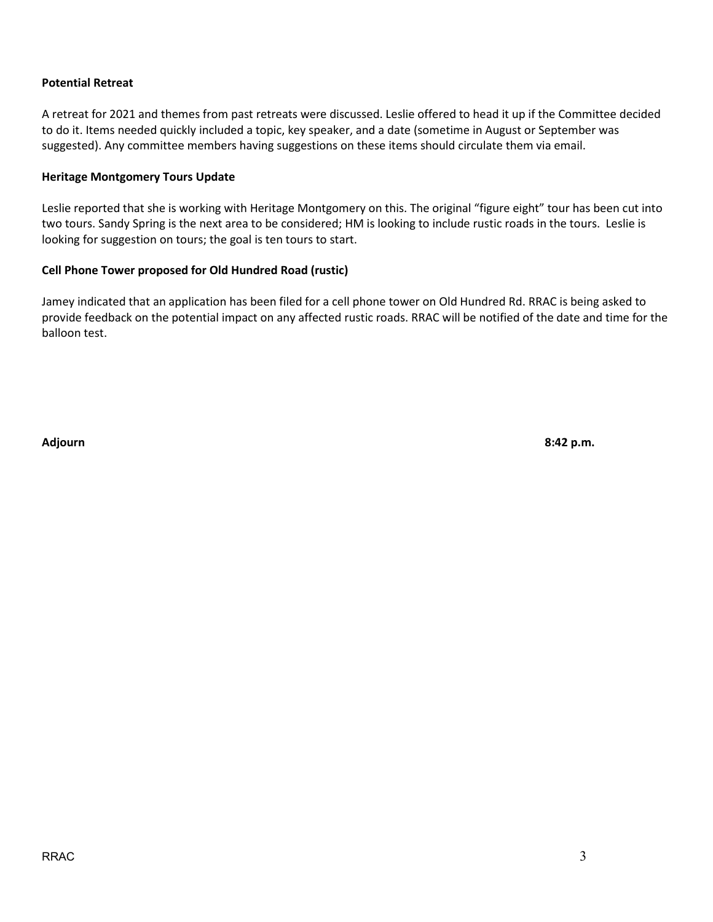**Potential Retreat**

A retreat for 2021 and themes from past retreats were discussed. Leslie offered to head it up if the Committee decided to do it. Items needed quickly included a topic, key speaker, and a date (sometime in August or September was suggested). Any committee members having suggestions on these items should circulate them via email.

**Heritage Montgomery Tours Update**

Leslie reported that she is working with Heritage Montgomery on this. The original "figure eight" tour has been cut into two tours. Sandy Spring is the next area to be considered; HM is looking to include rustic roads in the tours. Leslie is looking for suggestion on tours; the goal is ten tours to start.

**Cell Phone Tower proposed for Old Hundred Road (rustic)**

Jamey indicated that an application has been filed for a cell phone tower on Old Hundred Rd. RRAC is being asked to provide feedback on the potential impact on any affected rustic roads. RRAC will be notified of the date and time for the balloon test.

**Adjourn** **8:42 p.m.**